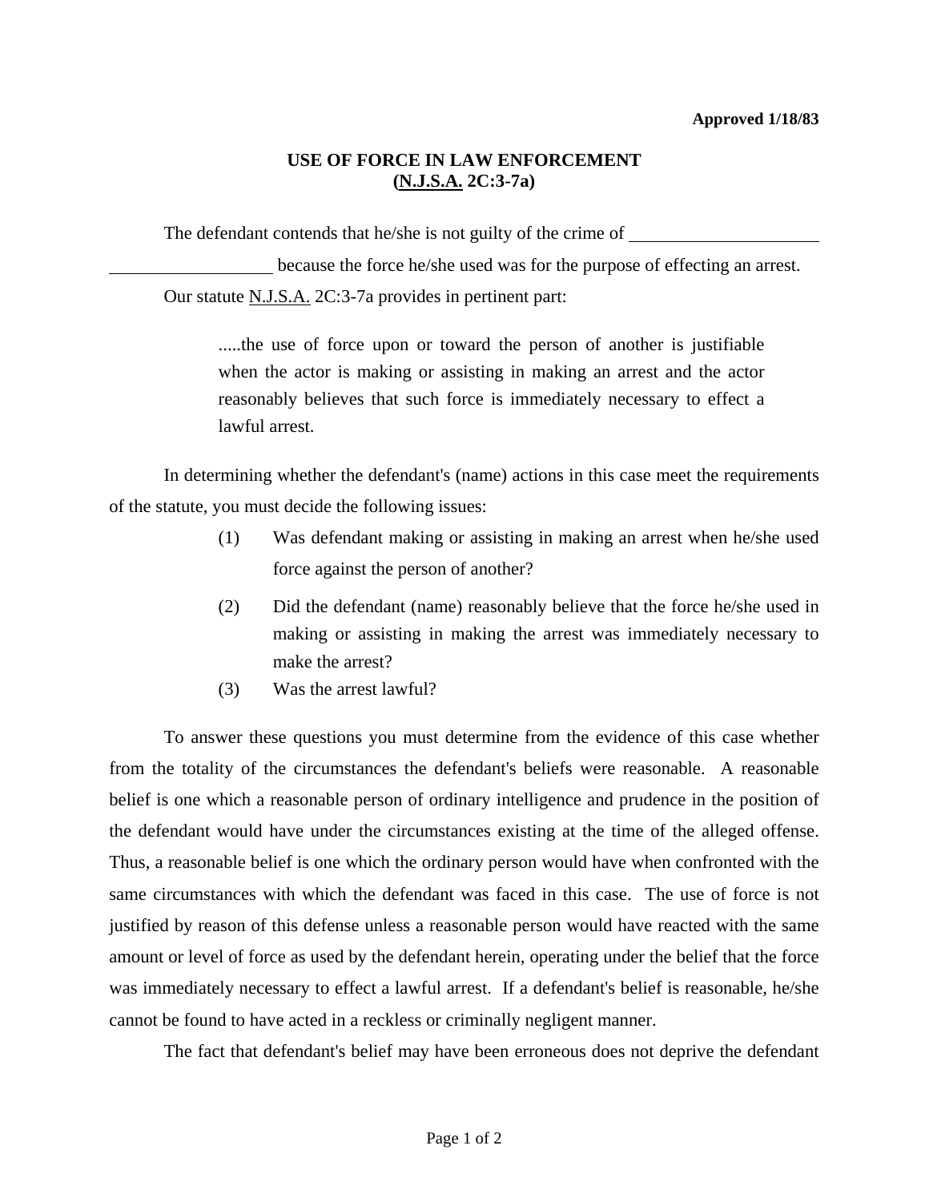**Approved 1/18/83**

## USE OF FORCE IN LAW ENFORCEMENT
## (N.J.S.A. 2C:3-7a)

The defendant contends that he/she is not guilty of the crime of ____________________ ____________________ because the force he/she used was for the purpose of effecting an arrest.

Our statute N.J.S.A. 2C:3-7a provides in pertinent part:

> .....the use of force upon or toward the person of another is justifiable when the actor is making or assisting in making an arrest and the actor reasonably believes that such force is immediately necessary to effect a lawful arrest.

In determining whether the defendant's (name) actions in this case meet the requirements of the statute, you must decide the following issues:

(1) Was defendant making or assisting in making an arrest when he/she used force against the person of another?

(2) Did the defendant (name) reasonably believe that the force he/she used in making or assisting in making the arrest was immediately necessary to make the arrest?

(3) Was the arrest lawful?

To answer these questions you must determine from the evidence of this case whether from the totality of the circumstances the defendant's beliefs were reasonable. A reasonable belief is one which a reasonable person of ordinary intelligence and prudence in the position of the defendant would have under the circumstances existing at the time of the alleged offense. Thus, a reasonable belief is one which the ordinary person would have when confronted with the same circumstances with which the defendant was faced in this case. The use of force is not justified by reason of this defense unless a reasonable person would have reacted with the same amount or level of force as used by the defendant herein, operating under the belief that the force was immediately necessary to effect a lawful arrest. If a defendant's belief is reasonable, he/she cannot be found to have acted in a reckless or criminally negligent manner.

The fact that defendant's belief may have been erroneous does not deprive the defendant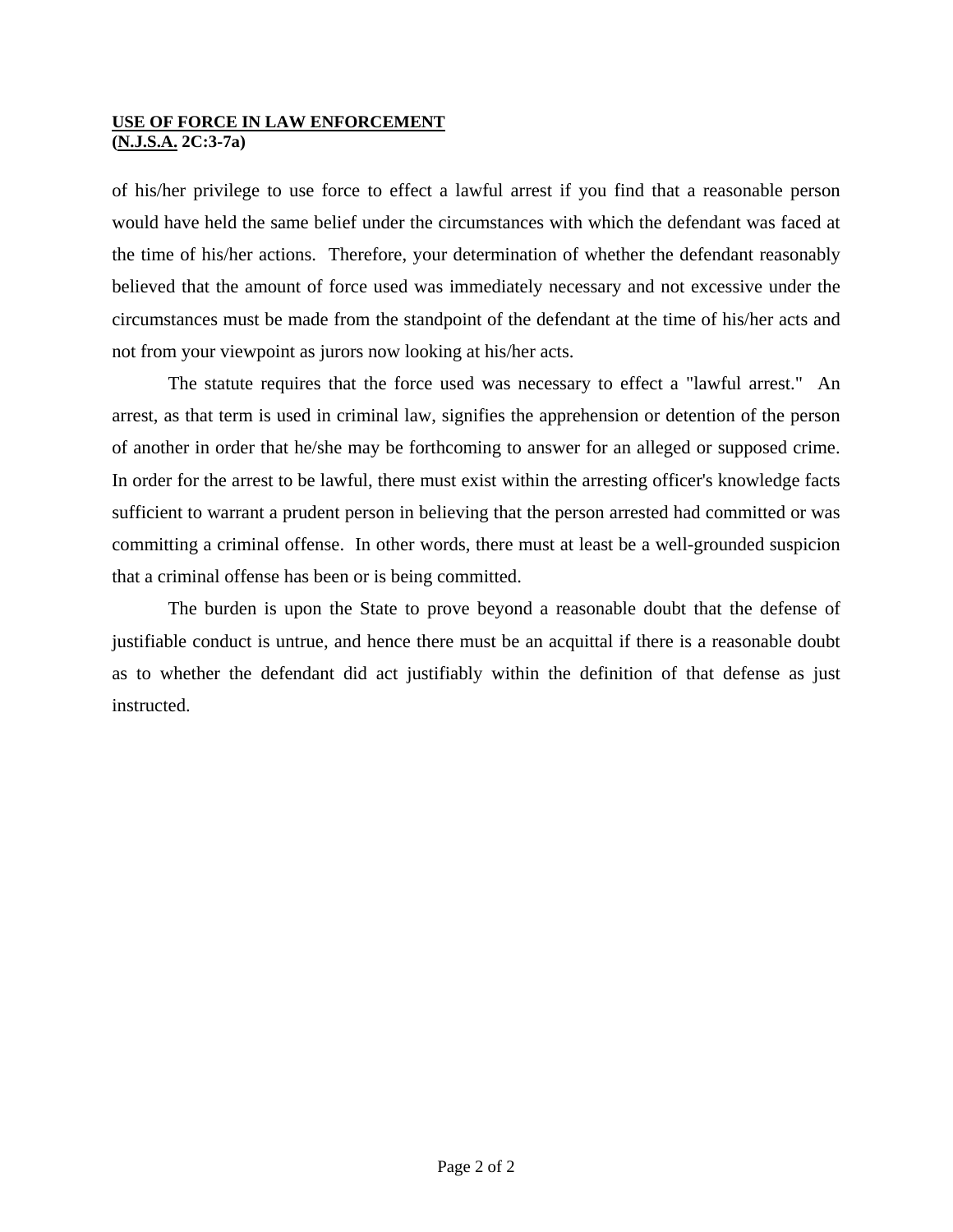of his/her privilege to use force to effect a lawful arrest if you find that a reasonable person would have held the same belief under the circumstances with which the defendant was faced at the time of his/her actions. Therefore, your determination of whether the defendant reasonably believed that the amount of force used was immediately necessary and not excessive under the circumstances must be made from the standpoint of the defendant at the time of his/her acts and not from your viewpoint as jurors now looking at his/her acts.

The statute requires that the force used was necessary to effect a "lawful arrest." An arrest, as that term is used in criminal law, signifies the apprehension or detention of the person of another in order that he/she may be forthcoming to answer for an alleged or supposed crime. In order for the arrest to be lawful, there must exist within the arresting officer's knowledge facts sufficient to warrant a prudent person in believing that the person arrested had committed or was committing a criminal offense. In other words, there must at least be a well-grounded suspicion that a criminal offense has been or is being committed.

The burden is upon the State to prove beyond a reasonable doubt that the defense of justifiable conduct is untrue, and hence there must be an acquittal if there is a reasonable doubt as to whether the defendant did act justifiably within the definition of that defense as just instructed.